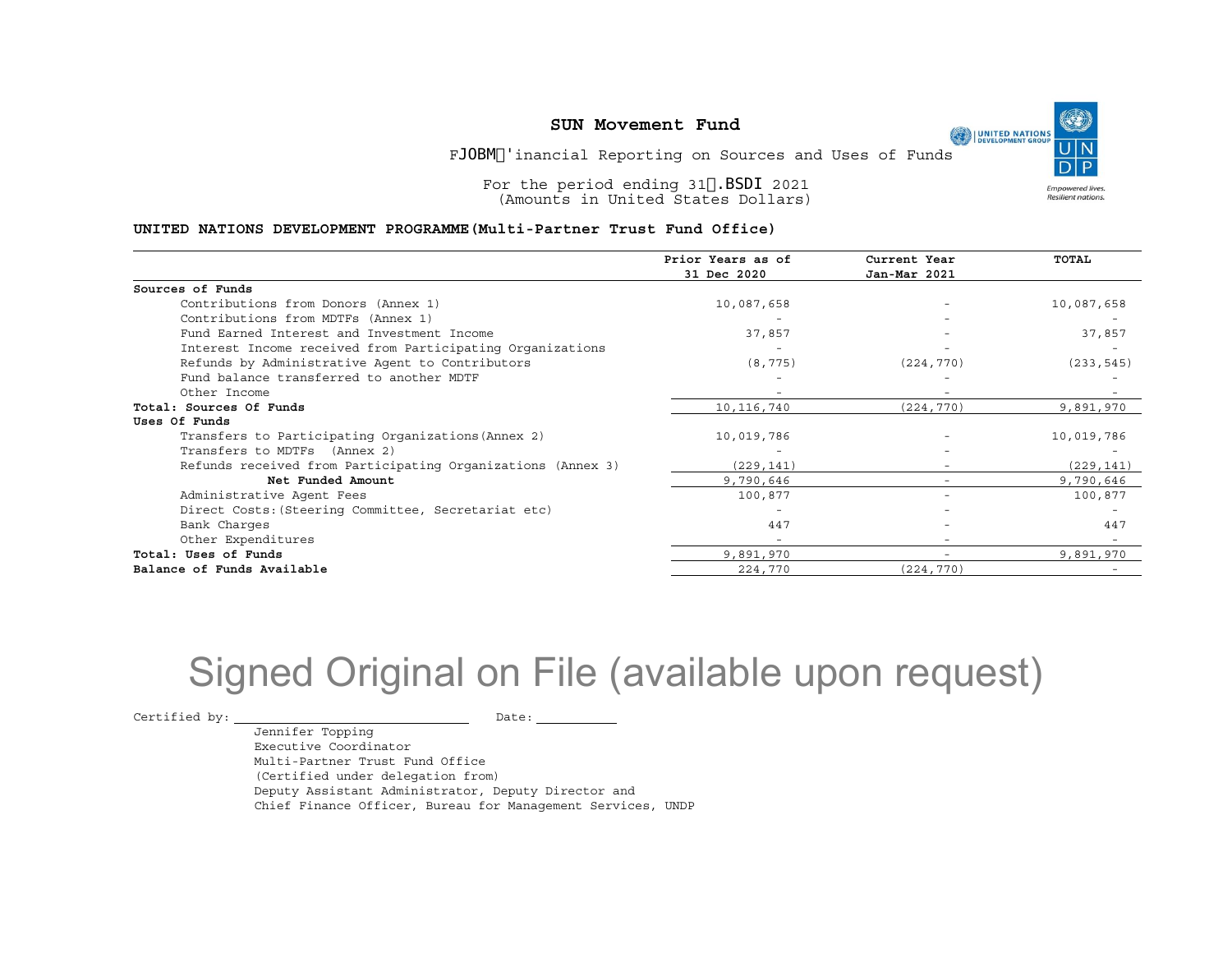# SUN Movement Fund

FJOBM'inancial Reporting on Sources and Uses of Funds

For the period ending 31.BSDI 2021
(Amounts in United States Dollars)

**UNITED NATIONS DEVELOPMENT PROGRAMME(Multi-Partner Trust Fund Office)**

| | Prior Years as of 31 Dec 2020 | Current Year Jan-Mar 2021 | TOTAL |
|---|---|---|---|
| **Sources of Funds** | | | |
| Contributions from Donors (Annex 1) | 10,087,658 | - | 10,087,658 |
| Contributions from MDTFs (Annex 1) | - | - | - |
| Fund Earned Interest and Investment Income | 37,857 | - | 37,857 |
| Interest Income received from Participating Organizations | - | - | - |
| Refunds by Administrative Agent to Contributors | (8,775) | (224,770) | (233,545) |
| Fund balance transferred to another MDTF | - | - | - |
| Other Income | - | - | - |
| **Total: Sources Of Funds** | 10,116,740 | (224,770) | 9,891,970 |
| **Uses Of Funds** | | | |
| Transfers to Participating Organizations(Annex 2) | 10,019,786 | - | 10,019,786 |
| Transfers to MDTFs (Annex 2) | - | - | - |
| Refunds received from Participating Organizations (Annex 3) | (229,141) | - | (229,141) |
| **Net Funded Amount** | 9,790,646 | - | 9,790,646 |
| Administrative Agent Fees | 100,877 | - | 100,877 |
| Direct Costs:(Steering Committee, Secretariat etc) | - | - | - |
| Bank Charges | 447 | - | 447 |
| Other Expenditures | - | - | - |
| **Total: Uses of Funds** | 9,891,970 | - | 9,891,970 |
| **Balance of Funds Available** | 224,770 | (224,770) | - |

Signed Original on File (available upon request)

Certified by: ____________________ Date: __________

Jennifer Topping
Executive Coordinator
Multi-Partner Trust Fund Office
(Certified under delegation from)
Deputy Assistant Administrator, Deputy Director and
Chief Finance Officer, Bureau for Management Services, UNDP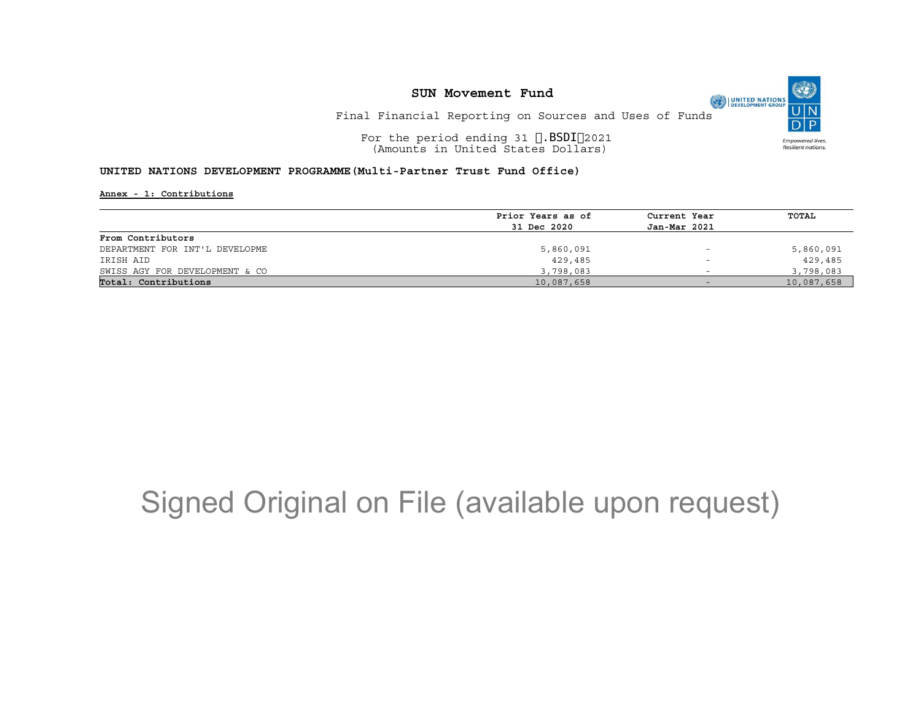## SUN Movement Fund

Final Financial Reporting on Sources and Uses of Funds

For the period ending 31 .BSDI2021
(Amounts in United States Dollars)

**UNITED NATIONS DEVELOPMENT PROGRAMME(Multi-Partner Trust Fund Office)**

**Annex - 1: Contributions**

| | Prior Years as of 31 Dec 2020 | Current Year Jan-Mar 2021 | TOTAL |
|---|---|---|---|
| **From Contributors** | | | |
| DEPARTMENT FOR INT'L DEVELOPME | 5,860,091 | - | 5,860,091 |
| IRISH AID | 429,485 | - | 429,485 |
| SWISS AGY FOR DEVELOPMENT & CO | 3,798,083 | - | 3,798,083 |
| **Total: Contributions** | 10,087,658 | - | 10,087,658 |

Signed Original on File (available upon request)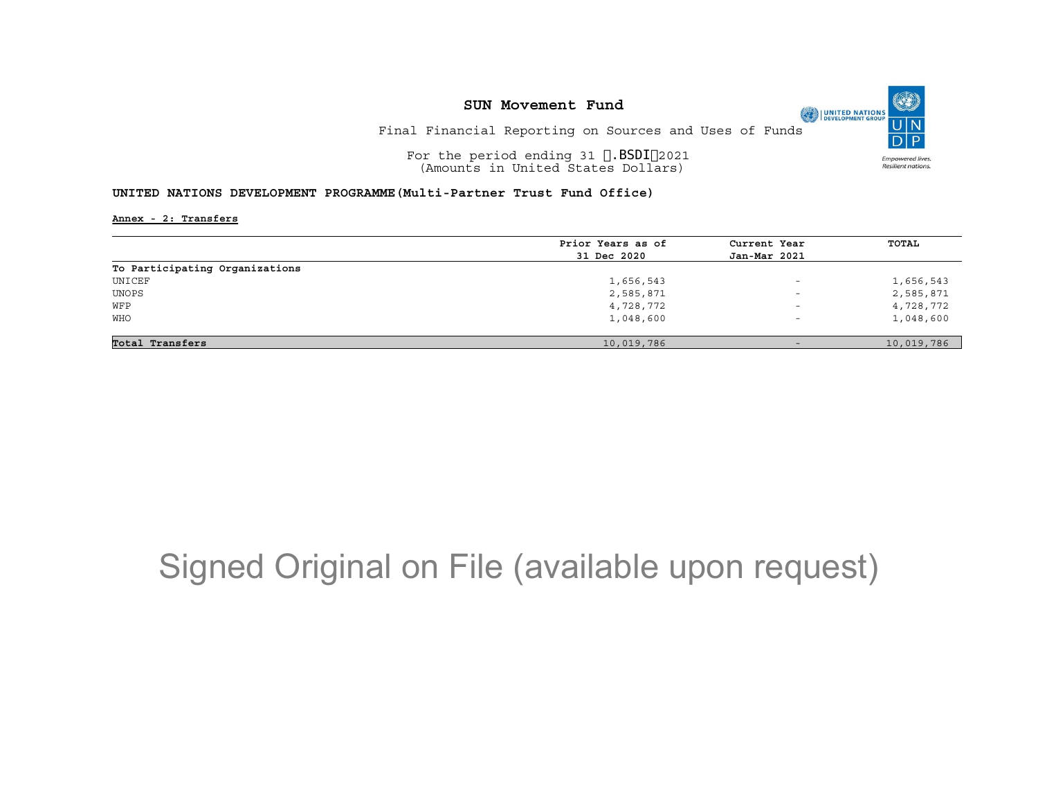# SUN Movement Fund

Final Financial Reporting on Sources and Uses of Funds

For the period ending 31 .BSDI2021
(Amounts in United States Dollars)

**UNITED NATIONS DEVELOPMENT PROGRAMME(Multi-Partner Trust Fund Office)**

**Annex - 2: Transfers**

| | Prior Years as of 31 Dec 2020 | Current Year Jan-Mar 2021 | TOTAL |
|---|---|---|---|
| To Participating Organizations | | | |
| UNICEF | 1,656,543 | - | 1,656,543 |
| UNOPS | 2,585,871 | - | 2,585,871 |
| WFP | 4,728,772 | - | 4,728,772 |
| WHO | 1,048,600 | - | 1,048,600 |
| **Total Transfers** | 10,019,786 | - | 10,019,786 |

Signed Original on File (available upon request)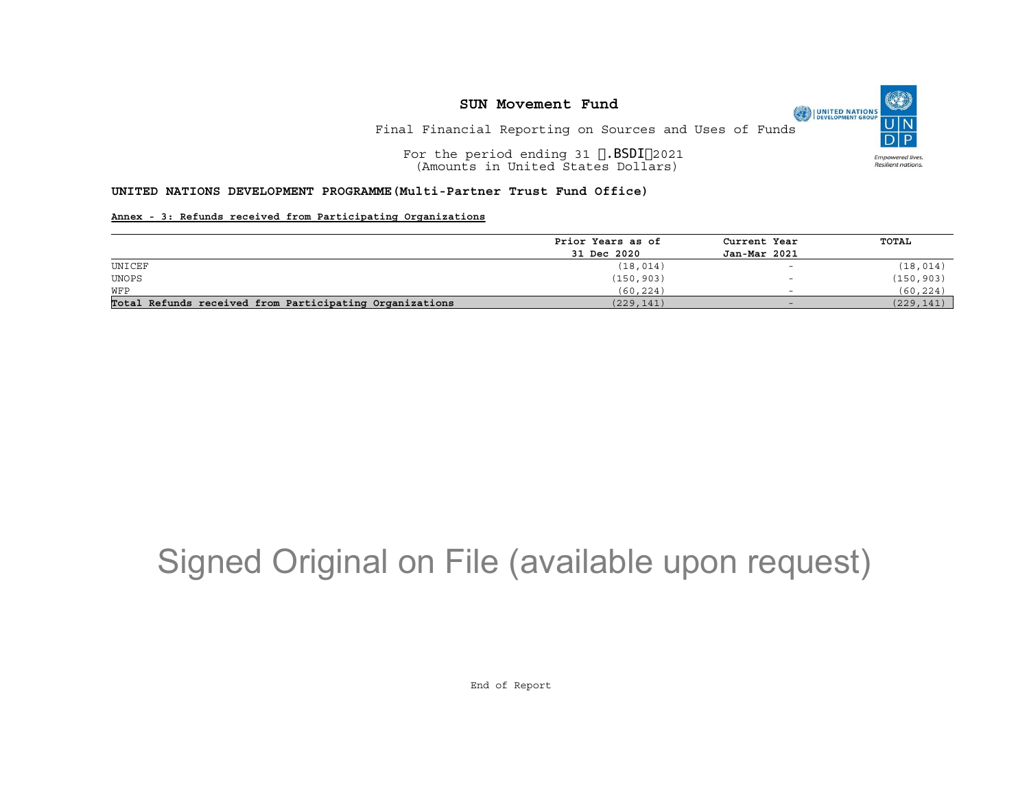**SUN Movement Fund**

Final Financial Reporting on Sources and Uses of Funds

For the period ending 31 .BSDI2021
(Amounts in United States Dollars)

**UNITED NATIONS DEVELOPMENT PROGRAMME(Multi-Partner Trust Fund Office)**

**Annex - 3: Refunds received from Participating Organizations**

| | Prior Years as of 31 Dec 2020 | Current Year Jan-Mar 2021 | TOTAL |
|---|---|---|---|
| UNICEF | (18,014) | - | (18,014) |
| UNOPS | (150,903) | - | (150,903) |
| WFP | (60,224) | - | (60,224) |
| **Total Refunds received from Participating Organizations** | (229,141) | - | (229,141) |

Signed Original on File (available upon request)

End of Report